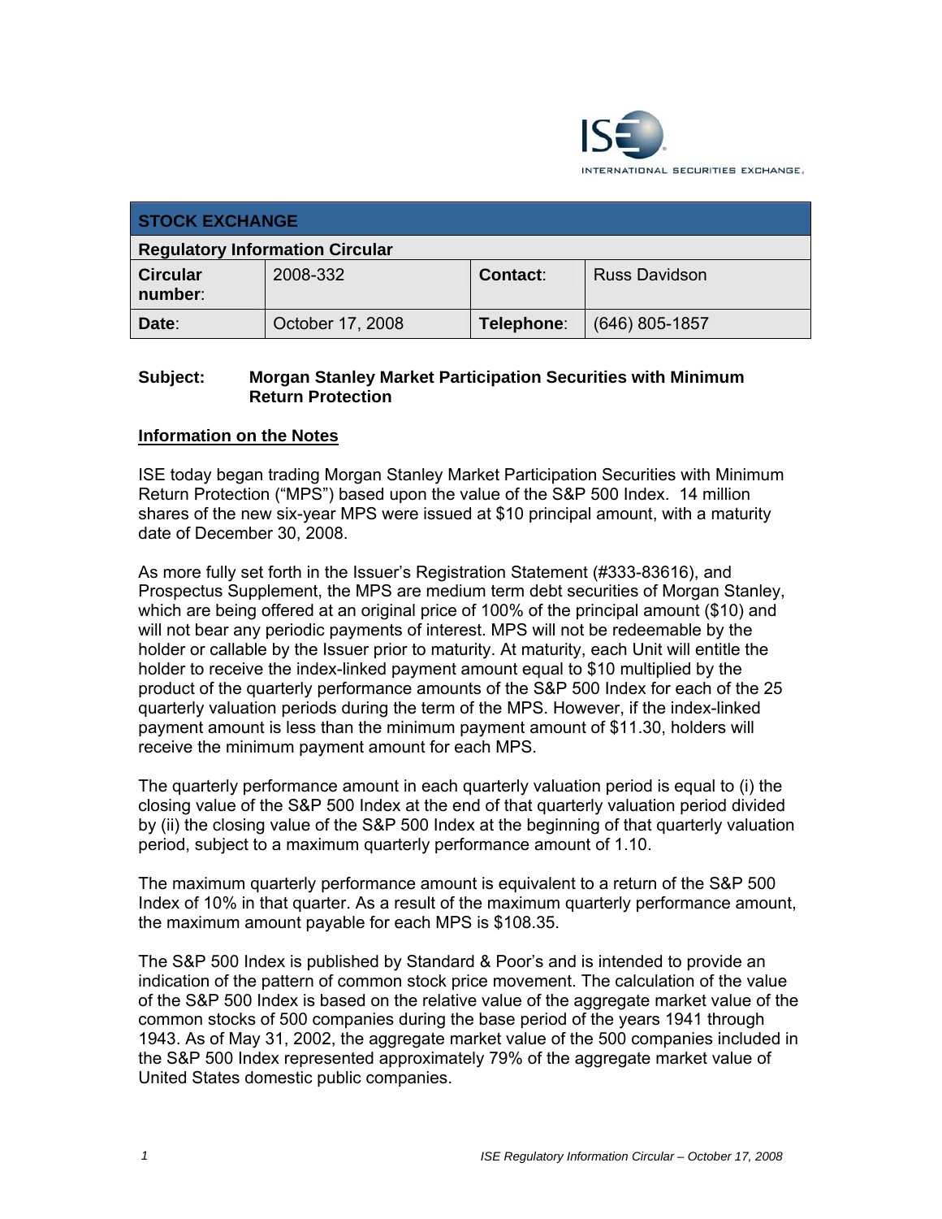| **STOCK EXCHANGE** | | | |
|---|---|---|---|
| **Regulatory Information Circular** | | | |
| **Circular number**: | 2008-332 | **Contact**: | Russ Davidson |
| **Date**: | October 17, 2008 | **Telephone**: | (646) 805-1857 |

**Subject: Morgan Stanley Market Participation Securities with Minimum Return Protection**

## Information on the Notes

ISE today began trading Morgan Stanley Market Participation Securities with Minimum Return Protection ("MPS") based upon the value of the S&P 500 Index. 14 million shares of the new six-year MPS were issued at $10 principal amount, with a maturity date of December 30, 2008.

As more fully set forth in the Issuer's Registration Statement (#333-83616), and Prospectus Supplement, the MPS are medium term debt securities of Morgan Stanley, which are being offered at an original price of 100% of the principal amount ($10) and will not bear any periodic payments of interest. MPS will not be redeemable by the holder or callable by the Issuer prior to maturity. At maturity, each Unit will entitle the holder to receive the index-linked payment amount equal to $10 multiplied by the product of the quarterly performance amounts of the S&P 500 Index for each of the 25 quarterly valuation periods during the term of the MPS. However, if the index-linked payment amount is less than the minimum payment amount of $11.30, holders will receive the minimum payment amount for each MPS.

The quarterly performance amount in each quarterly valuation period is equal to (i) the closing value of the S&P 500 Index at the end of that quarterly valuation period divided by (ii) the closing value of the S&P 500 Index at the beginning of that quarterly valuation period, subject to a maximum quarterly performance amount of 1.10.

The maximum quarterly performance amount is equivalent to a return of the S&P 500 Index of 10% in that quarter. As a result of the maximum quarterly performance amount, the maximum amount payable for each MPS is $108.35.

The S&P 500 Index is published by Standard & Poor's and is intended to provide an indication of the pattern of common stock price movement. The calculation of the value of the S&P 500 Index is based on the relative value of the aggregate market value of the common stocks of 500 companies during the base period of the years 1941 through 1943. As of May 31, 2002, the aggregate market value of the 500 companies included in the S&P 500 Index represented approximately 79% of the aggregate market value of United States domestic public companies.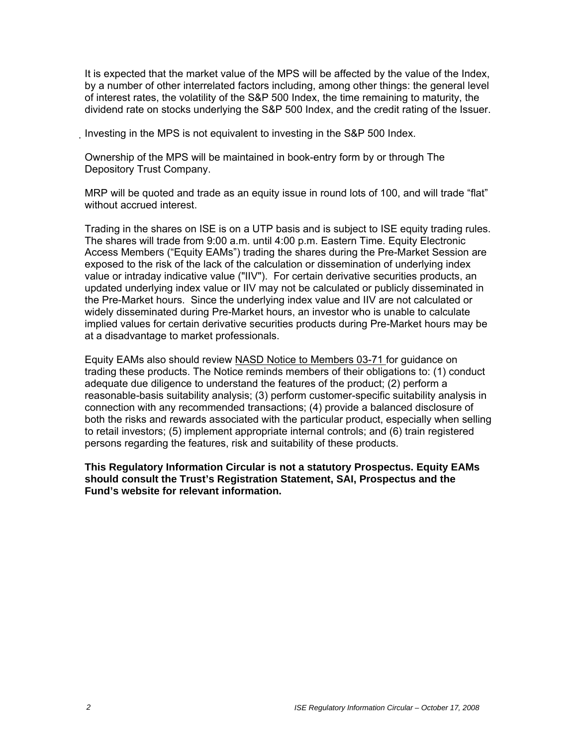It is expected that the market value of the MPS will be affected by the value of the Index, by a number of other interrelated factors including, among other things: the general level of interest rates, the volatility of the S&P 500 Index, the time remaining to maturity, the dividend rate on stocks underlying the S&P 500 Index, and the credit rating of the Issuer.

Investing in the MPS is not equivalent to investing in the S&P 500 Index.

Ownership of the MPS will be maintained in book-entry form by or through The Depository Trust Company.

MRP will be quoted and trade as an equity issue in round lots of 100, and will trade "flat" without accrued interest.

Trading in the shares on ISE is on a UTP basis and is subject to ISE equity trading rules. The shares will trade from 9:00 a.m. until 4:00 p.m. Eastern Time. Equity Electronic Access Members ("Equity EAMs") trading the shares during the Pre-Market Session are exposed to the risk of the lack of the calculation or dissemination of underlying index value or intraday indicative value ("IIV"). For certain derivative securities products, an updated underlying index value or IIV may not be calculated or publicly disseminated in the Pre-Market hours. Since the underlying index value and IIV are not calculated or widely disseminated during Pre-Market hours, an investor who is unable to calculate implied values for certain derivative securities products during Pre-Market hours may be at a disadvantage to market professionals.

Equity EAMs also should review NASD Notice to Members 03-71 for guidance on trading these products. The Notice reminds members of their obligations to: (1) conduct adequate due diligence to understand the features of the product; (2) perform a reasonable-basis suitability analysis; (3) perform customer-specific suitability analysis in connection with any recommended transactions; (4) provide a balanced disclosure of both the risks and rewards associated with the particular product, especially when selling to retail investors; (5) implement appropriate internal controls; and (6) train registered persons regarding the features, risk and suitability of these products.

**This Regulatory Information Circular is not a statutory Prospectus. Equity EAMs should consult the Trust's Registration Statement, SAI, Prospectus and the Fund's website for relevant information.**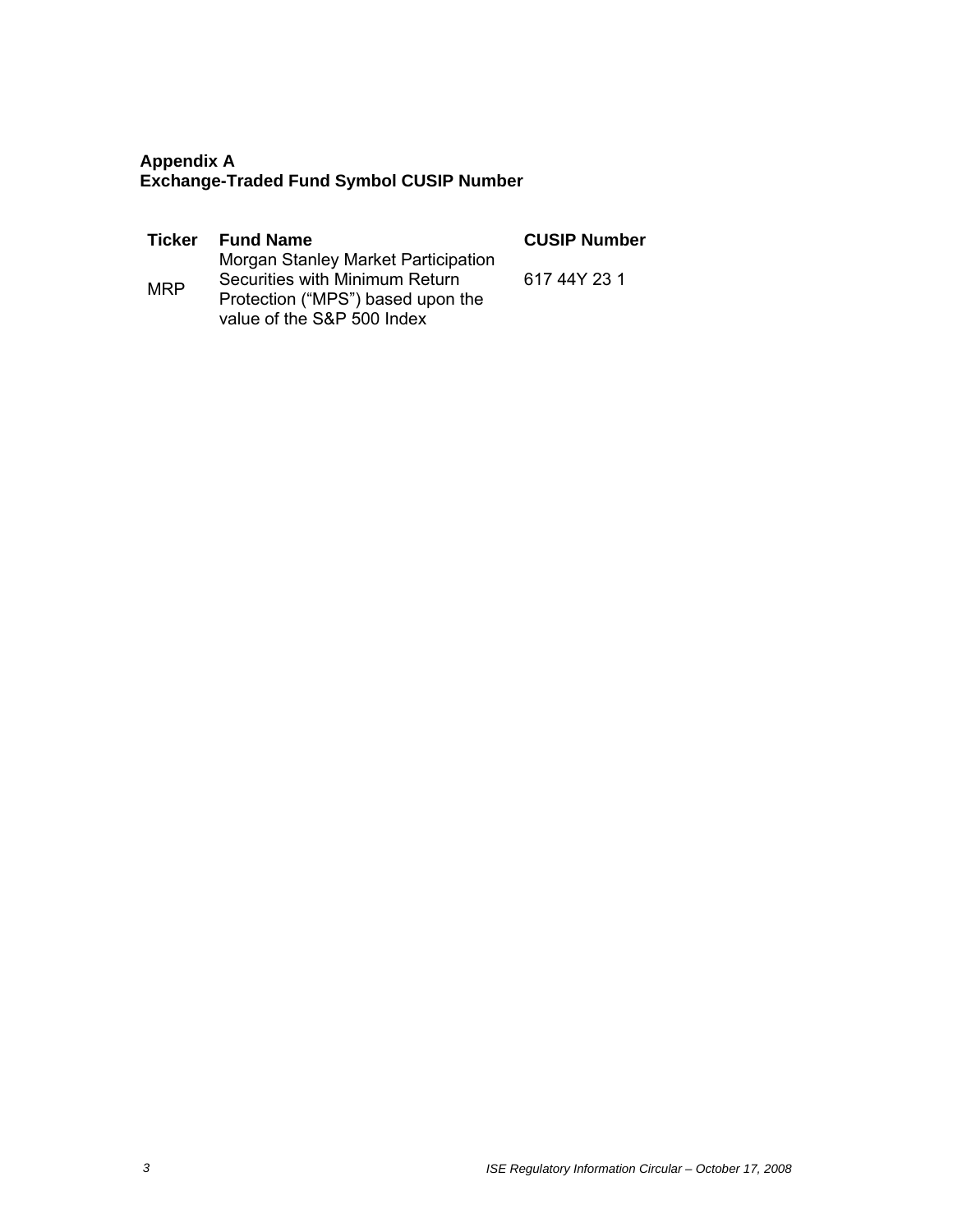**Appendix A**
**Exchange-Traded Fund Symbol CUSIP Number**

| Ticker | Fund Name | CUSIP Number |
|---|---|---|
| MRP | Morgan Stanley Market Participation Securities with Minimum Return Protection ("MPS") based upon the value of the S&P 500 Index | 617 44Y 23 1 |